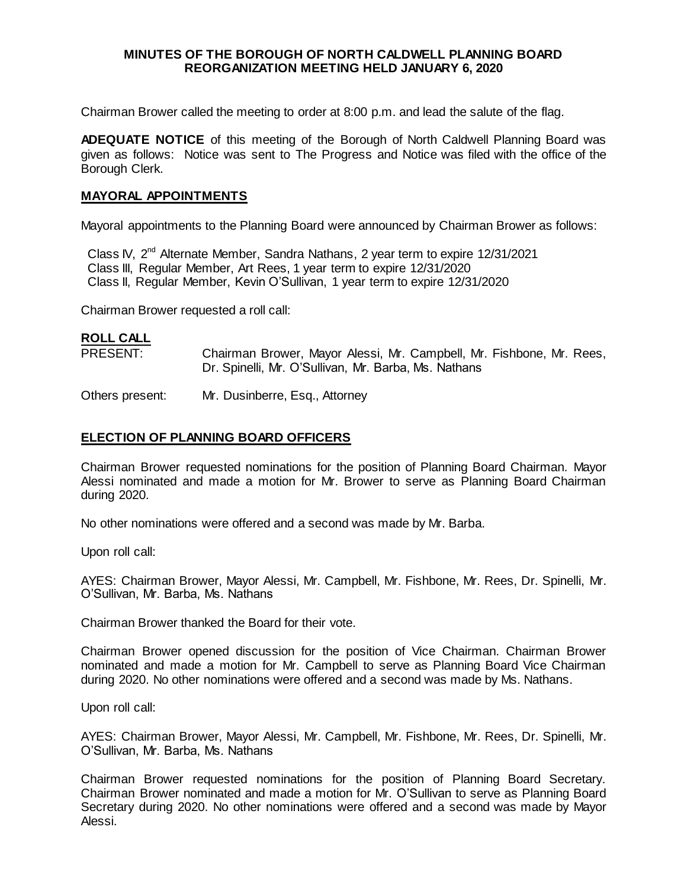**MINUTES OF THE BOROUGH OF NORTH CALDWELL PLANNING BOARD REORGANIZATION MEETING HELD JANUARY 6, 2020**

Chairman Brower called the meeting to order at 8:00 p.m. and lead the salute of the flag.

**ADEQUATE NOTICE** of this meeting of the Borough of North Caldwell Planning Board was given as follows: Notice was sent to The Progress and Notice was filed with the office of the Borough Clerk.

## MAYORAL APPOINTMENTS

Mayoral appointments to the Planning Board were announced by Chairman Brower as follows:

Class IV, 2nd Alternate Member, Sandra Nathans, 2 year term to expire 12/31/2021
Class III, Regular Member, Art Rees, 1 year term to expire 12/31/2020
Class II, Regular Member, Kevin O'Sullivan, 1 year term to expire 12/31/2020

Chairman Brower requested a roll call:

## ROLL CALL

PRESENT: Chairman Brower, Mayor Alessi, Mr. Campbell, Mr. Fishbone, Mr. Rees, Dr. Spinelli, Mr. O'Sullivan, Mr. Barba, Ms. Nathans

Others present: Mr. Dusinberre, Esq., Attorney

## ELECTION OF PLANNING BOARD OFFICERS

Chairman Brower requested nominations for the position of Planning Board Chairman. Mayor Alessi nominated and made a motion for Mr. Brower to serve as Planning Board Chairman during 2020.

No other nominations were offered and a second was made by Mr. Barba.

Upon roll call:

AYES: Chairman Brower, Mayor Alessi, Mr. Campbell, Mr. Fishbone, Mr. Rees, Dr. Spinelli, Mr. O'Sullivan, Mr. Barba, Ms. Nathans

Chairman Brower thanked the Board for their vote.

Chairman Brower opened discussion for the position of Vice Chairman. Chairman Brower nominated and made a motion for Mr. Campbell to serve as Planning Board Vice Chairman during 2020. No other nominations were offered and a second was made by Ms. Nathans.

Upon roll call:

AYES: Chairman Brower, Mayor Alessi, Mr. Campbell, Mr. Fishbone, Mr. Rees, Dr. Spinelli, Mr. O'Sullivan, Mr. Barba, Ms. Nathans

Chairman Brower requested nominations for the position of Planning Board Secretary. Chairman Brower nominated and made a motion for Mr. O'Sullivan to serve as Planning Board Secretary during 2020. No other nominations were offered and a second was made by Mayor Alessi.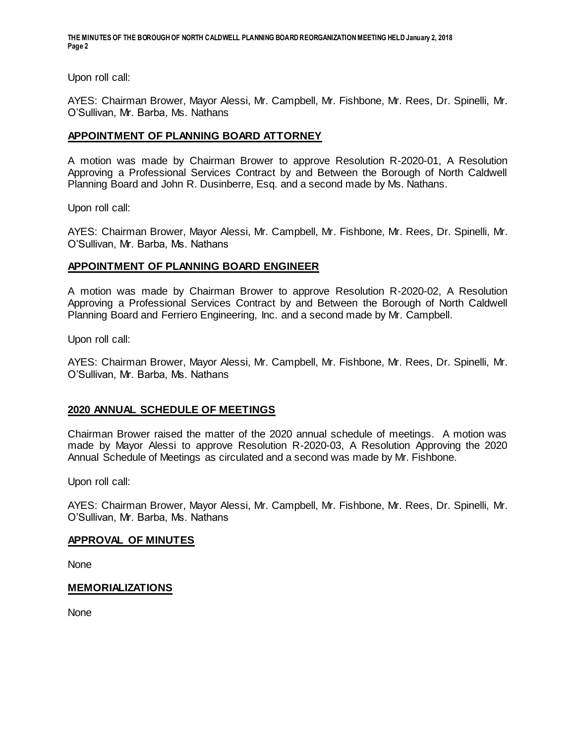Upon roll call:

AYES: Chairman Brower, Mayor Alessi, Mr. Campbell, Mr. Fishbone, Mr. Rees, Dr. Spinelli, Mr. O'Sullivan, Mr. Barba, Ms. Nathans

## APPOINTMENT OF PLANNING BOARD ATTORNEY

A motion was made by Chairman Brower to approve Resolution R-2020-01, A Resolution Approving a Professional Services Contract by and Between the Borough of North Caldwell Planning Board and John R. Dusinberre, Esq. and a second made by Ms. Nathans.

Upon roll call:

AYES: Chairman Brower, Mayor Alessi, Mr. Campbell, Mr. Fishbone, Mr. Rees, Dr. Spinelli, Mr. O'Sullivan, Mr. Barba, Ms. Nathans

## APPOINTMENT OF PLANNING BOARD ENGINEER

A motion was made by Chairman Brower to approve Resolution R-2020-02, A Resolution Approving a Professional Services Contract by and Between the Borough of North Caldwell Planning Board and Ferriero Engineering, Inc. and a second made by Mr. Campbell.

Upon roll call:

AYES: Chairman Brower, Mayor Alessi, Mr. Campbell, Mr. Fishbone, Mr. Rees, Dr. Spinelli, Mr. O'Sullivan, Mr. Barba, Ms. Nathans

## 2020 ANNUAL SCHEDULE OF MEETINGS

Chairman Brower raised the matter of the 2020 annual schedule of meetings. A motion was made by Mayor Alessi to approve Resolution R-2020-03, A Resolution Approving the 2020 Annual Schedule of Meetings as circulated and a second was made by Mr. Fishbone.

Upon roll call:

AYES: Chairman Brower, Mayor Alessi, Mr. Campbell, Mr. Fishbone, Mr. Rees, Dr. Spinelli, Mr. O'Sullivan, Mr. Barba, Ms. Nathans

## APPROVAL OF MINUTES

None

## MEMORIALIZATIONS

None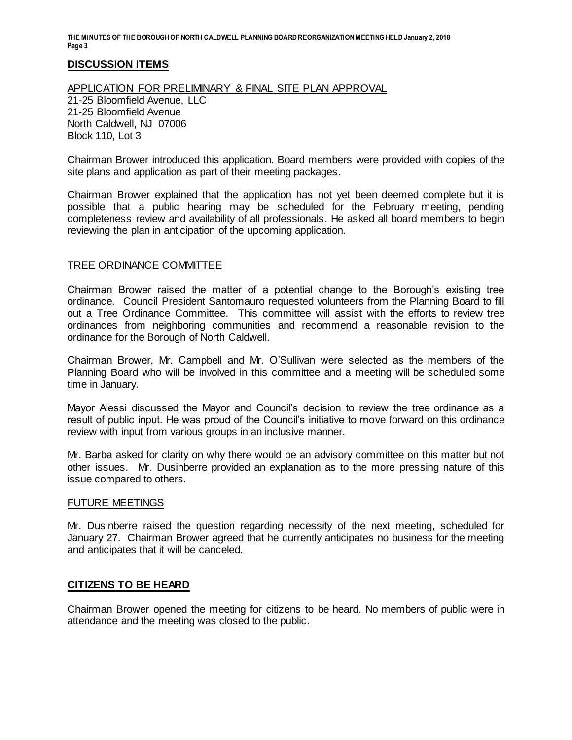## DISCUSSION ITEMS

APPLICATION FOR PRELIMINARY & FINAL SITE PLAN APPROVAL
21-25 Bloomfield Avenue, LLC
21-25 Bloomfield Avenue
North Caldwell, NJ 07006
Block 110, Lot 3

Chairman Brower introduced this application. Board members were provided with copies of the site plans and application as part of their meeting packages.

Chairman Brower explained that the application has not yet been deemed complete but it is possible that a public hearing may be scheduled for the February meeting, pending completeness review and availability of all professionals. He asked all board members to begin reviewing the plan in anticipation of the upcoming application.

TREE ORDINANCE COMMITTEE

Chairman Brower raised the matter of a potential change to the Borough's existing tree ordinance. Council President Santomauro requested volunteers from the Planning Board to fill out a Tree Ordinance Committee. This committee will assist with the efforts to review tree ordinances from neighboring communities and recommend a reasonable revision to the ordinance for the Borough of North Caldwell.

Chairman Brower, Mr. Campbell and Mr. O'Sullivan were selected as the members of the Planning Board who will be involved in this committee and a meeting will be scheduled some time in January.

Mayor Alessi discussed the Mayor and Council's decision to review the tree ordinance as a result of public input. He was proud of the Council's initiative to move forward on this ordinance review with input from various groups in an inclusive manner.

Mr. Barba asked for clarity on why there would be an advisory committee on this matter but not other issues. Mr. Dusinberre provided an explanation as to the more pressing nature of this issue compared to others.

FUTURE MEETINGS

Mr. Dusinberre raised the question regarding necessity of the next meeting, scheduled for January 27. Chairman Brower agreed that he currently anticipates no business for the meeting and anticipates that it will be canceled.

## CITIZENS TO BE HEARD

Chairman Brower opened the meeting for citizens to be heard. No members of public were in attendance and the meeting was closed to the public.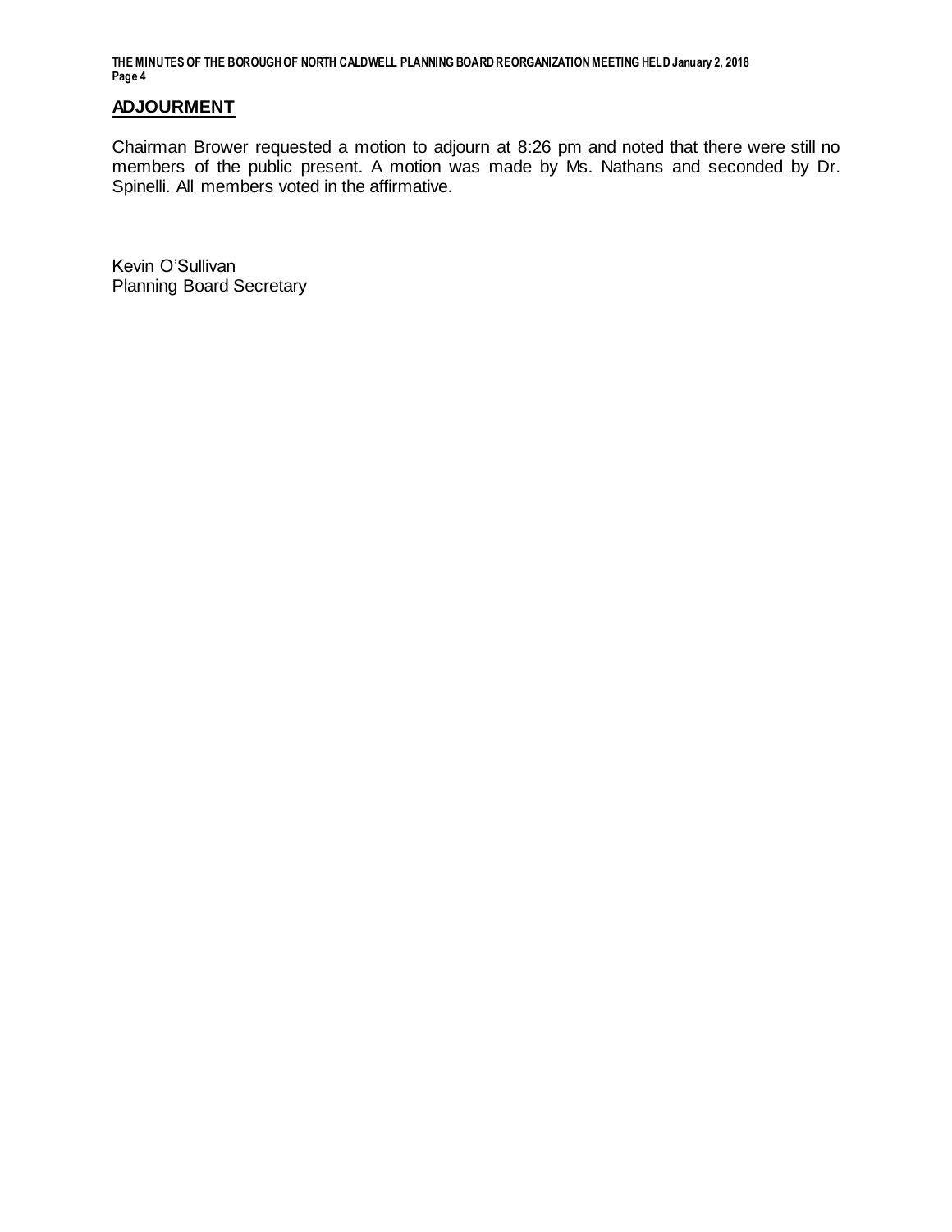## ADJOURMENT

Chairman Brower requested a motion to adjourn at 8:26 pm and noted that there were still no members of the public present. A motion was made by Ms. Nathans and seconded by Dr. Spinelli. All members voted in the affirmative.

Kevin O'Sullivan
Planning Board Secretary